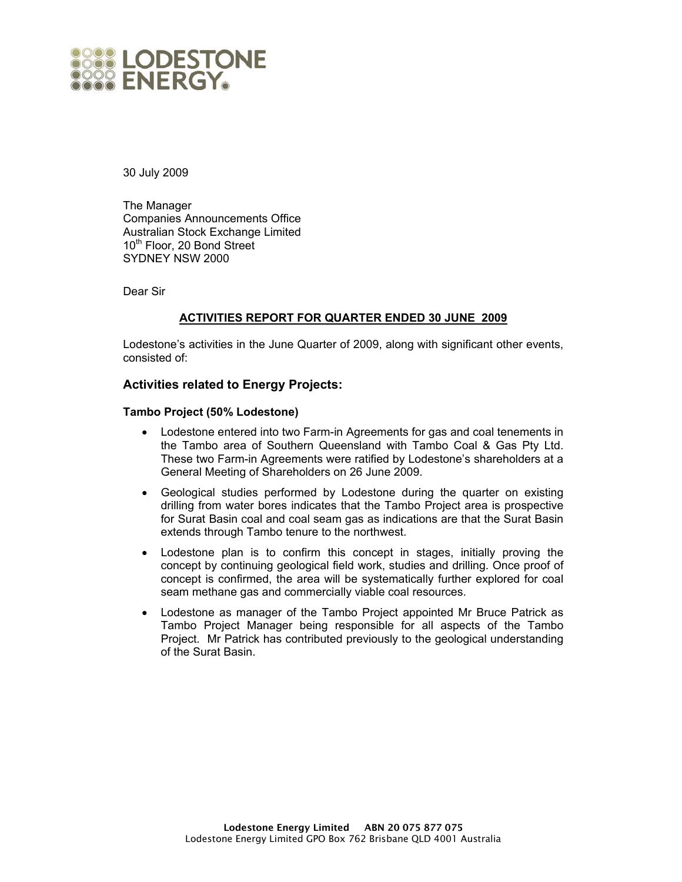30 July 2009

The Manager
Companies Announcements Office
Australian Stock Exchange Limited
10th Floor, 20 Bond Street
SYDNEY NSW 2000

Dear Sir

**ACTIVITIES REPORT FOR QUARTER ENDED 30 JUNE 2009**

Lodestone's activities in the June Quarter of 2009, along with significant other events, consisted of:

## Activities related to Energy Projects:

### Tambo Project (50% Lodestone)

- Lodestone entered into two Farm-in Agreements for gas and coal tenements in the Tambo area of Southern Queensland with Tambo Coal & Gas Pty Ltd. These two Farm-in Agreements were ratified by Lodestone's shareholders at a General Meeting of Shareholders on 26 June 2009.
- Geological studies performed by Lodestone during the quarter on existing drilling from water bores indicates that the Tambo Project area is prospective for Surat Basin coal and coal seam gas as indications are that the Surat Basin extends through Tambo tenure to the northwest.
- Lodestone plan is to confirm this concept in stages, initially proving the concept by continuing geological field work, studies and drilling. Once proof of concept is confirmed, the area will be systematically further explored for coal seam methane gas and commercially viable coal resources.
- Lodestone as manager of the Tambo Project appointed Mr Bruce Patrick as Tambo Project Manager being responsible for all aspects of the Tambo Project. Mr Patrick has contributed previously to the geological understanding of the Surat Basin.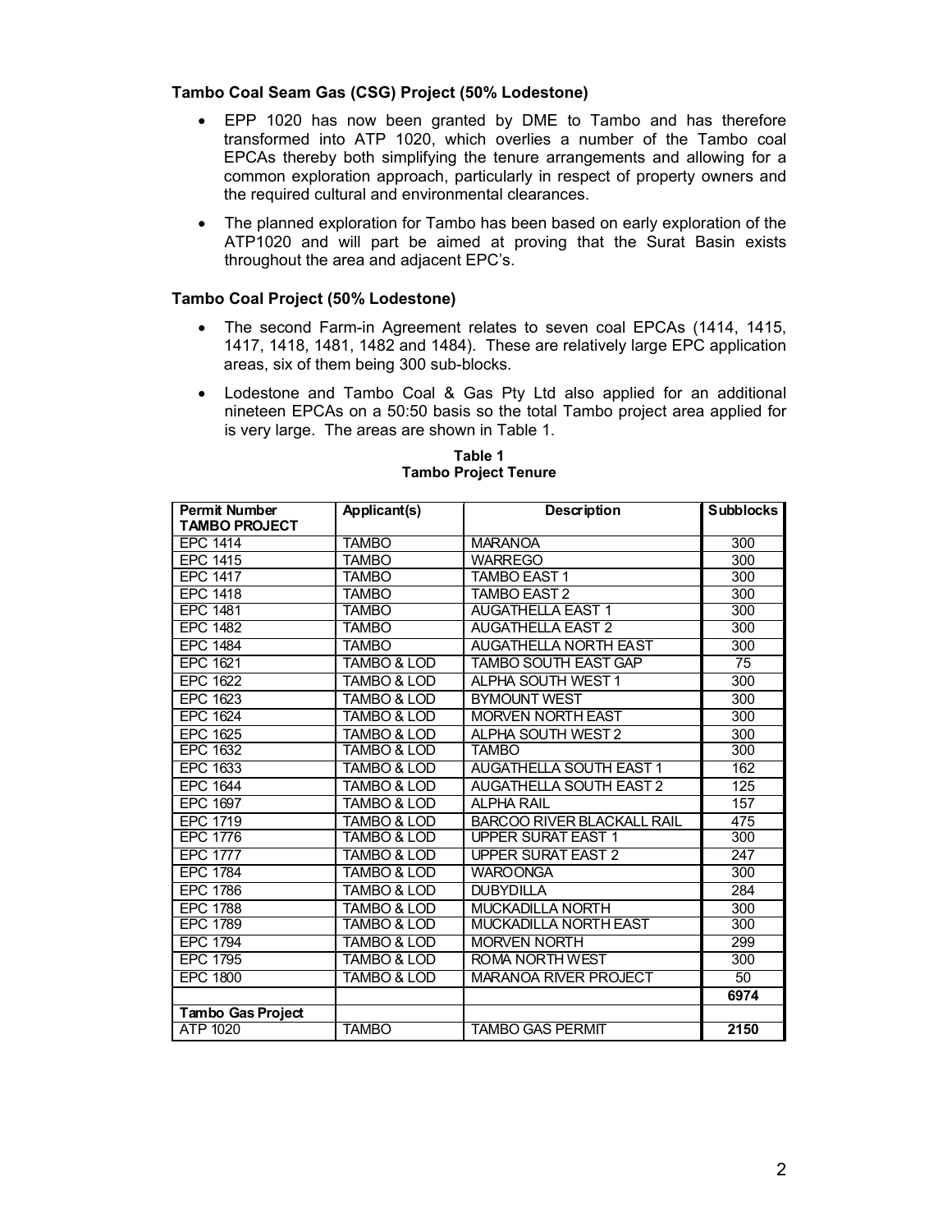**Tambo Coal Seam Gas (CSG) Project (50% Lodestone)**

- EPP 1020 has now been granted by DME to Tambo and has therefore transformed into ATP 1020, which overlies a number of the Tambo coal EPCAs thereby both simplifying the tenure arrangements and allowing for a common exploration approach, particularly in respect of property owners and the required cultural and environmental clearances.
- The planned exploration for Tambo has been based on early exploration of the ATP1020 and will part be aimed at proving that the Surat Basin exists throughout the area and adjacent EPC's.

**Tambo Coal Project (50% Lodestone)**

- The second Farm-in Agreement relates to seven coal EPCAs (1414, 1415, 1417, 1418, 1481, 1482 and 1484). These are relatively large EPC application areas, six of them being 300 sub-blocks.
- Lodestone and Tambo Coal & Gas Pty Ltd also applied for an additional nineteen EPCAs on a 50:50 basis so the total Tambo project area applied for is very large. The areas are shown in Table 1.

**Table 1**
**Tambo Project Tenure**

| Permit Number **TAMBO PROJECT** | Applicant(s) | Description | Subblocks |
|---|---|---|---|
| EPC 1414 | TAMBO | MARANOA | 300 |
| EPC 1415 | TAMBO | WARREGO | 300 |
| EPC 1417 | TAMBO | TAMBO EAST 1 | 300 |
| EPC 1418 | TAMBO | TAMBO EAST 2 | 300 |
| EPC 1481 | TAMBO | AUGATHELLA EAST 1 | 300 |
| EPC 1482 | TAMBO | AUGATHELLA EAST 2 | 300 |
| EPC 1484 | TAMBO | AUGATHELLA NORTH EAST | 300 |
| EPC 1621 | TAMBO & LOD | TAMBO SOUTH EAST GAP | 75 |
| EPC 1622 | TAMBO & LOD | ALPHA SOUTH WEST 1 | 300 |
| EPC 1623 | TAMBO & LOD | BYMOUNT WEST | 300 |
| EPC 1624 | TAMBO & LOD | MORVEN NORTH EAST | 300 |
| EPC 1625 | TAMBO & LOD | ALPHA SOUTH WEST 2 | 300 |
| EPC 1632 | TAMBO & LOD | TAMBO | 300 |
| EPC 1633 | TAMBO & LOD | AUGATHELLA SOUTH EAST 1 | 162 |
| EPC 1644 | TAMBO & LOD | AUGATHELLA SOUTH EAST 2 | 125 |
| EPC 1697 | TAMBO & LOD | ALPHA RAIL | 157 |
| EPC 1719 | TAMBO & LOD | BARCOO RIVER BLACKALL RAIL | 475 |
| EPC 1776 | TAMBO & LOD | UPPER SURAT EAST 1 | 300 |
| EPC 1777 | TAMBO & LOD | UPPER SURAT EAST 2 | 247 |
| EPC 1784 | TAMBO & LOD | WAROONGA | 300 |
| EPC 1786 | TAMBO & LOD | DUBYDILLA | 284 |
| EPC 1788 | TAMBO & LOD | MUCKADILLA NORTH | 300 |
| EPC 1789 | TAMBO & LOD | MUCKADILLA NORTH EAST | 300 |
| EPC 1794 | TAMBO & LOD | MORVEN NORTH | 299 |
| EPC 1795 | TAMBO & LOD | ROMA NORTH WEST | 300 |
| EPC 1800 | TAMBO & LOD | MARANOA RIVER PROJECT | 50 |
| | | | **6974** |
| **Tambo Gas Project** | | | |
| ATP 1020 | TAMBO | TAMBO GAS PERMIT | **2150** |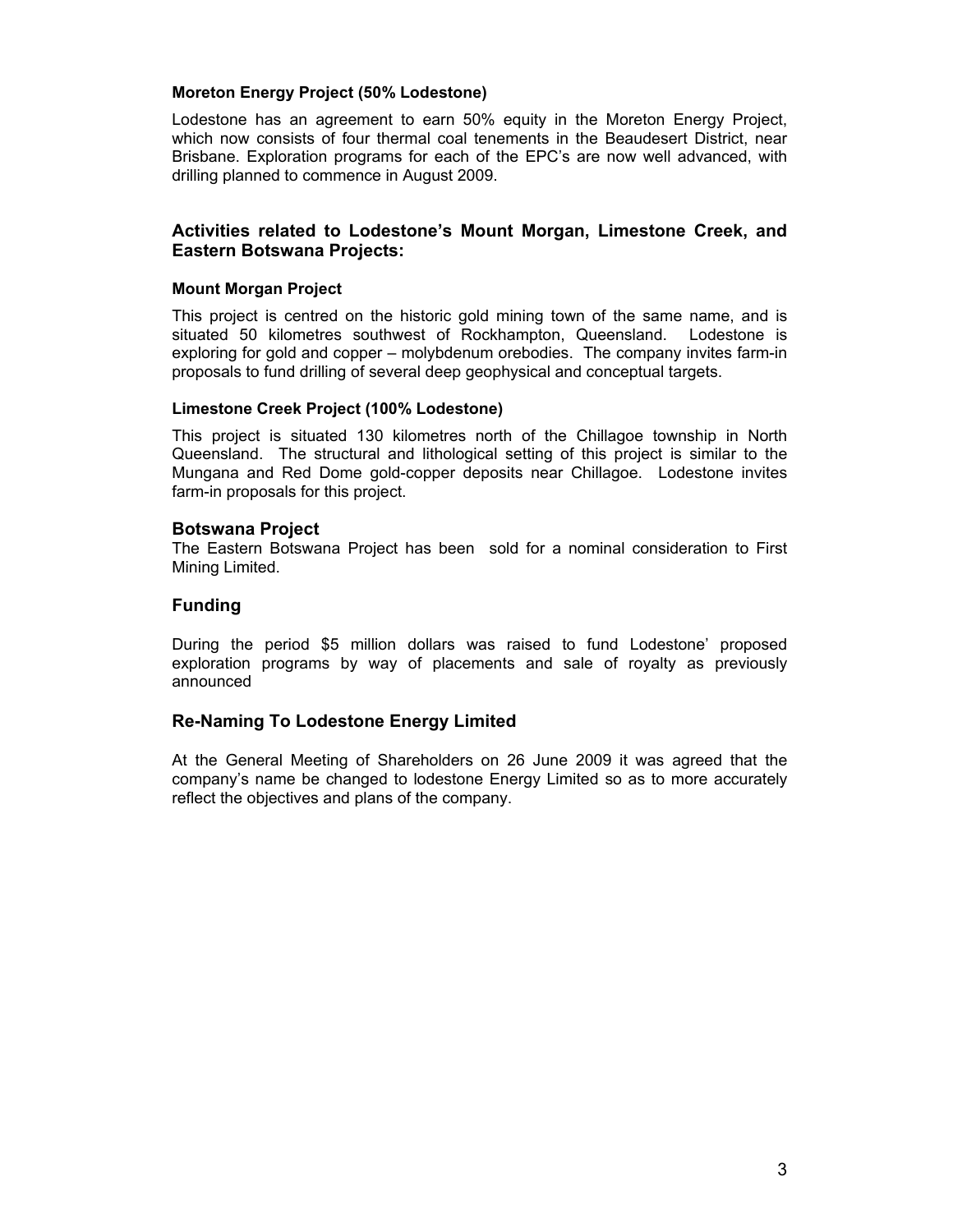### Moreton Energy Project (50% Lodestone)

Lodestone has an agreement to earn 50% equity in the Moreton Energy Project, which now consists of four thermal coal tenements in the Beaudesert District, near Brisbane. Exploration programs for each of the EPC's are now well advanced, with drilling planned to commence in August 2009.

## Activities related to Lodestone's Mount Morgan, Limestone Creek, and Eastern Botswana Projects:

### Mount Morgan Project

This project is centred on the historic gold mining town of the same name, and is situated 50 kilometres southwest of Rockhampton, Queensland. Lodestone is exploring for gold and copper – molybdenum orebodies. The company invites farm-in proposals to fund drilling of several deep geophysical and conceptual targets.

### Limestone Creek Project (100% Lodestone)

This project is situated 130 kilometres north of the Chillagoe township in North Queensland. The structural and lithological setting of this project is similar to the Mungana and Red Dome gold-copper deposits near Chillagoe. Lodestone invites farm-in proposals for this project.

## Botswana Project

The Eastern Botswana Project has been sold for a nominal consideration to First Mining Limited.

## Funding

During the period $5 million dollars was raised to fund Lodestone' proposed exploration programs by way of placements and sale of royalty as previously announced

## Re-Naming To Lodestone Energy Limited

At the General Meeting of Shareholders on 26 June 2009 it was agreed that the company's name be changed to lodestone Energy Limited so as to more accurately reflect the objectives and plans of the company.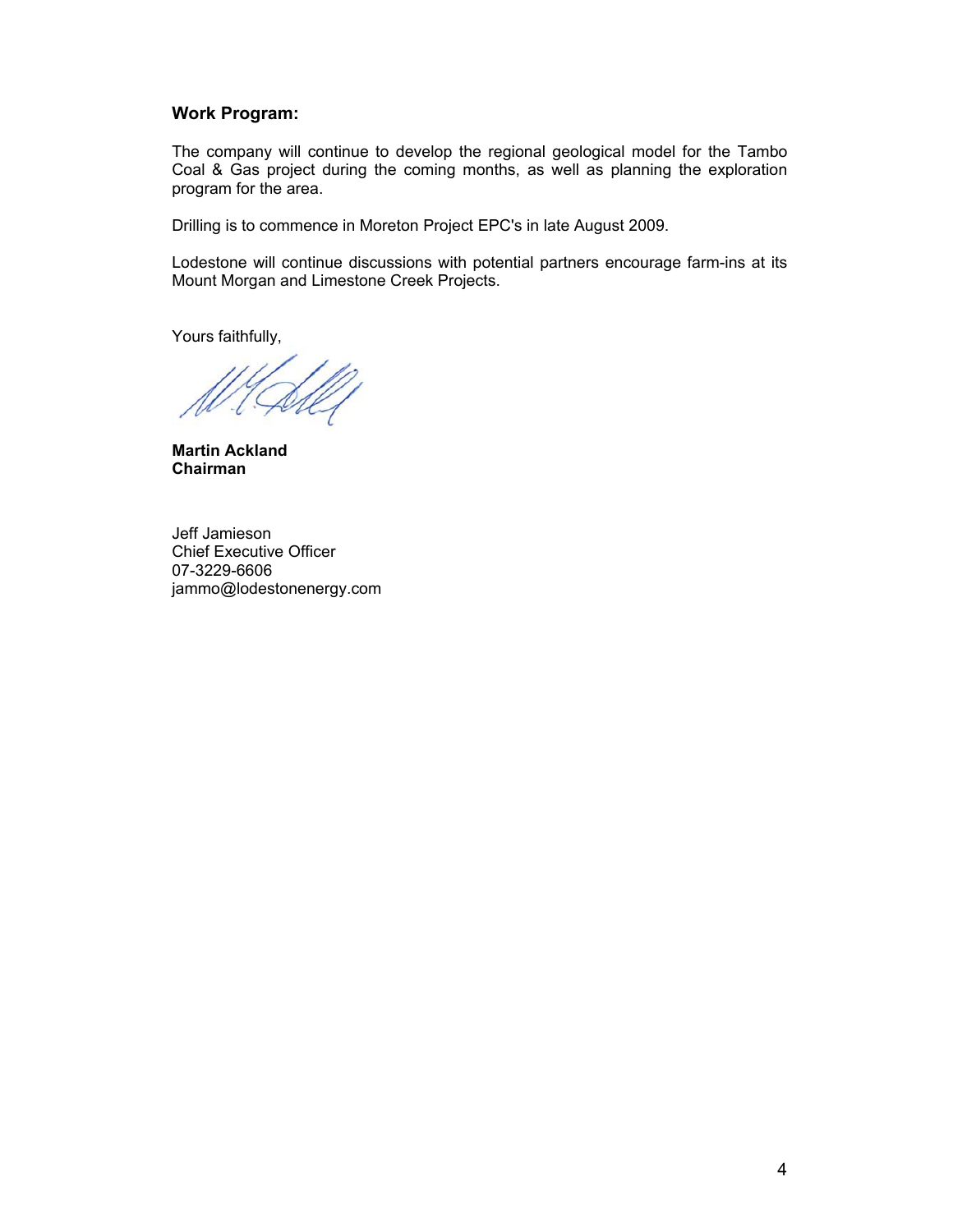### Work Program:

The company will continue to develop the regional geological model for the Tambo Coal & Gas project during the coming months, as well as planning the exploration program for the area.

Drilling is to commence in Moreton Project EPC's in late August 2009.

Lodestone will continue discussions with potential partners encourage farm-ins at its Mount Morgan and Limestone Creek Projects.

Yours faithfully,

**Martin Ackland**
**Chairman**

Jeff Jamieson
Chief Executive Officer
07-3229-6606
jammo@lodestonenergy.com